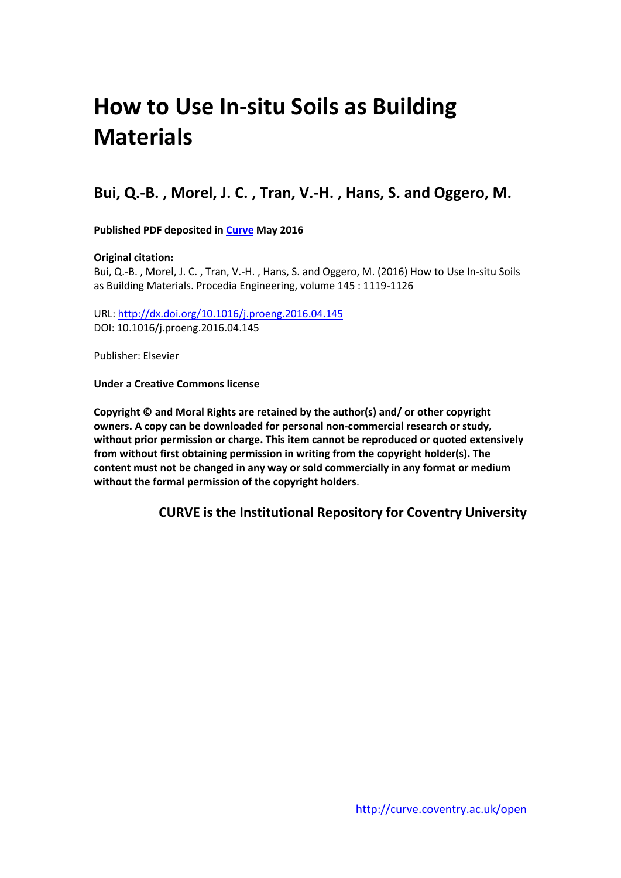# How to Use In-situ Soils as Building Materials

## Bui, Q.-B. , Morel, J. C. , Tran, V.-H. , Hans, S. and Oggero, M.

**Published PDF deposited in [Curve](http://curve.coventry.ac.uk/open) May 2016**

**Original citation:**
Bui, Q.-B. , Morel, J. C. , Tran, V.-H. , Hans, S. and Oggero, M. (2016) How to Use In-situ Soils as Building Materials. Procedia Engineering, volume 145 : 1119-1126

URL: [http://dx.doi.org/10.1016/j.proeng.2016.04.145](http://dx.doi.org/10.1016/j.proeng.2016.04.145)
DOI: 10.1016/j.proeng.2016.04.145

Publisher: Elsevier

**Under a Creative Commons license**

**Copyright © and Moral Rights are retained by the author(s) and/ or other copyright owners. A copy can be downloaded for personal non-commercial research or study, without prior permission or charge. This item cannot be reproduced or quoted extensively from without first obtaining permission in writing from the copyright holder(s). The content must not be changed in any way or sold commercially in any format or medium without the formal permission of the copyright holders.**

**CURVE is the Institutional Repository for Coventry University**

[http://curve.coventry.ac.uk/open](http://curve.coventry.ac.uk/open)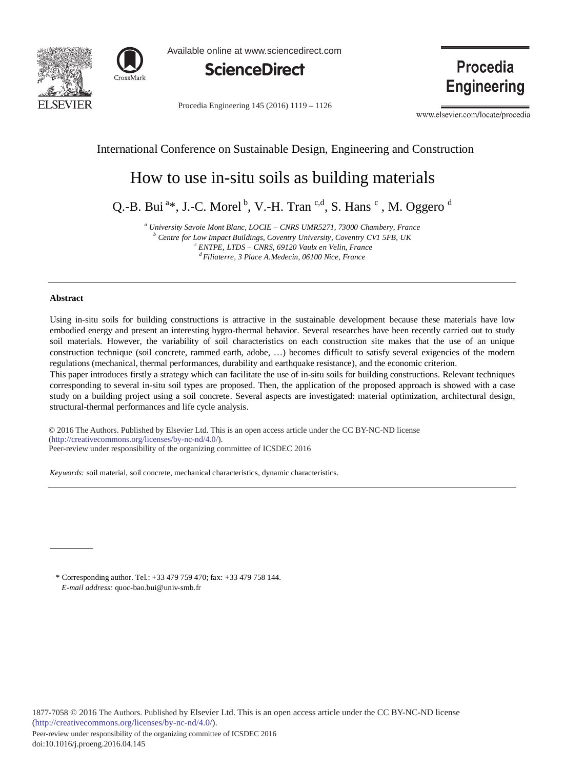International Conference on Sustainable Design, Engineering and Construction

# How to use in-situ soils as building materials

Q.-B. Bui [a]*, J.-C. Morel [b], V.-H. Tran [c,d], S. Hans [c], M. Oggero [d]

[a] *University Savoie Mont Blanc, LOCIE – CNRS UMR5271, 73000 Chambery, France*
[b] *Centre for Low Impact Buildings, Coventry University, Coventry CV1 5FB, UK*
[c] *ENTPE, LTDS – CNRS, 69120 Vaulx en Velin, France*
[d] *Filiaterre, 3 Place A.Medecin, 06100 Nice, France*

---

## Abstract

Using in-situ soils for building constructions is attractive in the sustainable development because these materials have low embodied energy and present an interesting hygro-thermal behavior. Several researches have been recently carried out to study soil materials. However, the variability of soil characteristics on each construction site makes that the use of an unique construction technique (soil concrete, rammed earth, adobe, …) becomes difficult to satisfy several exigencies of the modern regulations (mechanical, thermal performances, durability and earthquake resistance), and the economic criterion.
This paper introduces firstly a strategy which can facilitate the use of in-situ soils for building constructions. Relevant techniques corresponding to several in-situ soil types are proposed. Then, the application of the proposed approach is showed with a case study on a building project using a soil concrete. Several aspects are investigated: material optimization, architectural design, structural-thermal performances and life cycle analysis.

© 2016 The Authors. Published by Elsevier Ltd. This is an open access article under the CC BY-NC-ND license (http://creativecommons.org/licenses/by-nc-nd/4.0/).
Peer-review under responsibility of the organizing committee of ICSDEC 2016

*Keywords:* soil material, soil concrete, mechanical characteristics, dynamic characteristics.

---

\* Corresponding author. Tel.: +33 479 759 470; fax: +33 479 758 144.
*E-mail address:* quoc-bao.bui@univ-smb.fr

1877-7058 © 2016 The Authors. Published by Elsevier Ltd. This is an open access article under the CC BY-NC-ND license (http://creativecommons.org/licenses/by-nc-nd/4.0/).
Peer-review under responsibility of the organizing committee of ICSDEC 2016
doi:10.1016/j.proeng.2016.04.145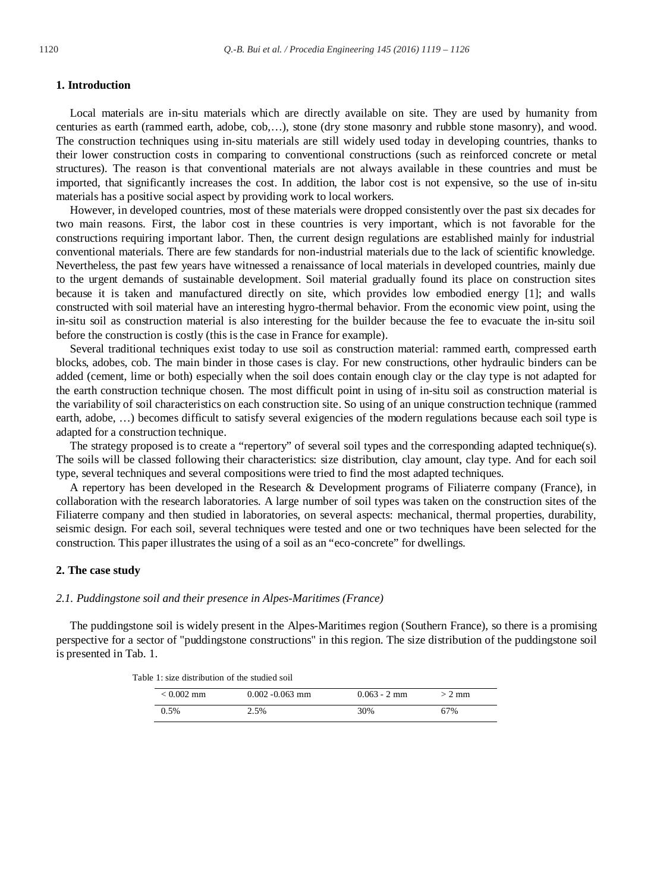## 1. Introduction

Local materials are in-situ materials which are directly available on site. They are used by humanity from centuries as earth (rammed earth, adobe, cob,…), stone (dry stone masonry and rubble stone masonry), and wood. The construction techniques using in-situ materials are still widely used today in developing countries, thanks to their lower construction costs in comparing to conventional constructions (such as reinforced concrete or metal structures). The reason is that conventional materials are not always available in these countries and must be imported, that significantly increases the cost. In addition, the labor cost is not expensive, so the use of in-situ materials has a positive social aspect by providing work to local workers.

However, in developed countries, most of these materials were dropped consistently over the past six decades for two main reasons. First, the labor cost in these countries is very important, which is not favorable for the constructions requiring important labor. Then, the current design regulations are established mainly for industrial conventional materials. There are few standards for non-industrial materials due to the lack of scientific knowledge. Nevertheless, the past few years have witnessed a renaissance of local materials in developed countries, mainly due to the urgent demands of sustainable development. Soil material gradually found its place on construction sites because it is taken and manufactured directly on site, which provides low embodied energy [1]; and walls constructed with soil material have an interesting hygro-thermal behavior. From the economic view point, using the in-situ soil as construction material is also interesting for the builder because the fee to evacuate the in-situ soil before the construction is costly (this is the case in France for example).

Several traditional techniques exist today to use soil as construction material: rammed earth, compressed earth blocks, adobes, cob. The main binder in those cases is clay. For new constructions, other hydraulic binders can be added (cement, lime or both) especially when the soil does contain enough clay or the clay type is not adapted for the earth construction technique chosen. The most difficult point in using of in-situ soil as construction material is the variability of soil characteristics on each construction site. So using of an unique construction technique (rammed earth, adobe, …) becomes difficult to satisfy several exigencies of the modern regulations because each soil type is adapted for a construction technique.

The strategy proposed is to create a "repertory" of several soil types and the corresponding adapted technique(s). The soils will be classed following their characteristics: size distribution, clay amount, clay type. And for each soil type, several techniques and several compositions were tried to find the most adapted techniques.

A repertory has been developed in the Research & Development programs of Filiaterre company (France), in collaboration with the research laboratories. A large number of soil types was taken on the construction sites of the Filiaterre company and then studied in laboratories, on several aspects: mechanical, thermal properties, durability, seismic design. For each soil, several techniques were tested and one or two techniques have been selected for the construction. This paper illustrates the using of a soil as an "eco-concrete" for dwellings.

## 2. The case study

### *2.1. Puddingstone soil and their presence in Alpes-Maritimes (France)*

The puddingstone soil is widely present in the Alpes-Maritimes region (Southern France), so there is a promising perspective for a sector of "puddingstone constructions" in this region. The size distribution of the puddingstone soil is presented in Tab. 1.

Table 1: size distribution of the studied soil

| < 0.002 mm | 0.002 -0.063 mm | 0.063 - 2 mm | > 2 mm |
|---|---|---|---|
| 0.5% | 2.5% | 30% | 67% |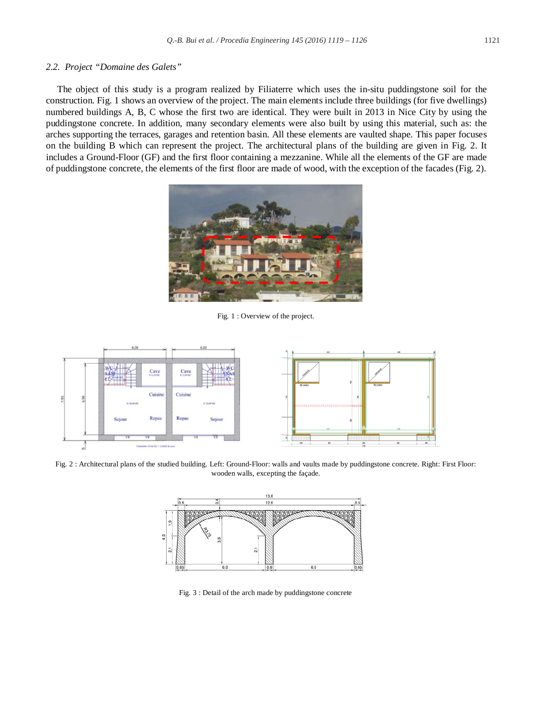### 2.2. Project "Domaine des Galets"

The object of this study is a program realized by Filiaterre which uses the in-situ puddingstone soil for the construction. Fig. 1 shows an overview of the project. The main elements include three buildings (for five dwellings) numbered buildings A, B, C whose the first two are identical. They were built in 2013 in Nice City by using the puddingstone concrete. In addition, many secondary elements were also built by using this material, such as: the arches supporting the terraces, garages and retention basin. All these elements are vaulted shape. This paper focuses on the building B which can represent the project. The architectural plans of the building are given in Fig. 2. It includes a Ground-Floor (GF) and the first floor containing a mezzanine. While all the elements of the GF are made of puddingstone concrete, the elements of the first floor are made of wood, with the exception of the facades (Fig. 2).

Fig. 1 : Overview of the project.

Fig. 2 : Architectural plans of the studied building. Left: Ground-Floor: walls and vaults made by puddingstone concrete. Right: First Floor: wooden walls, excepting the façade.

Fig. 3 : Detail of the arch made by puddingstone concrete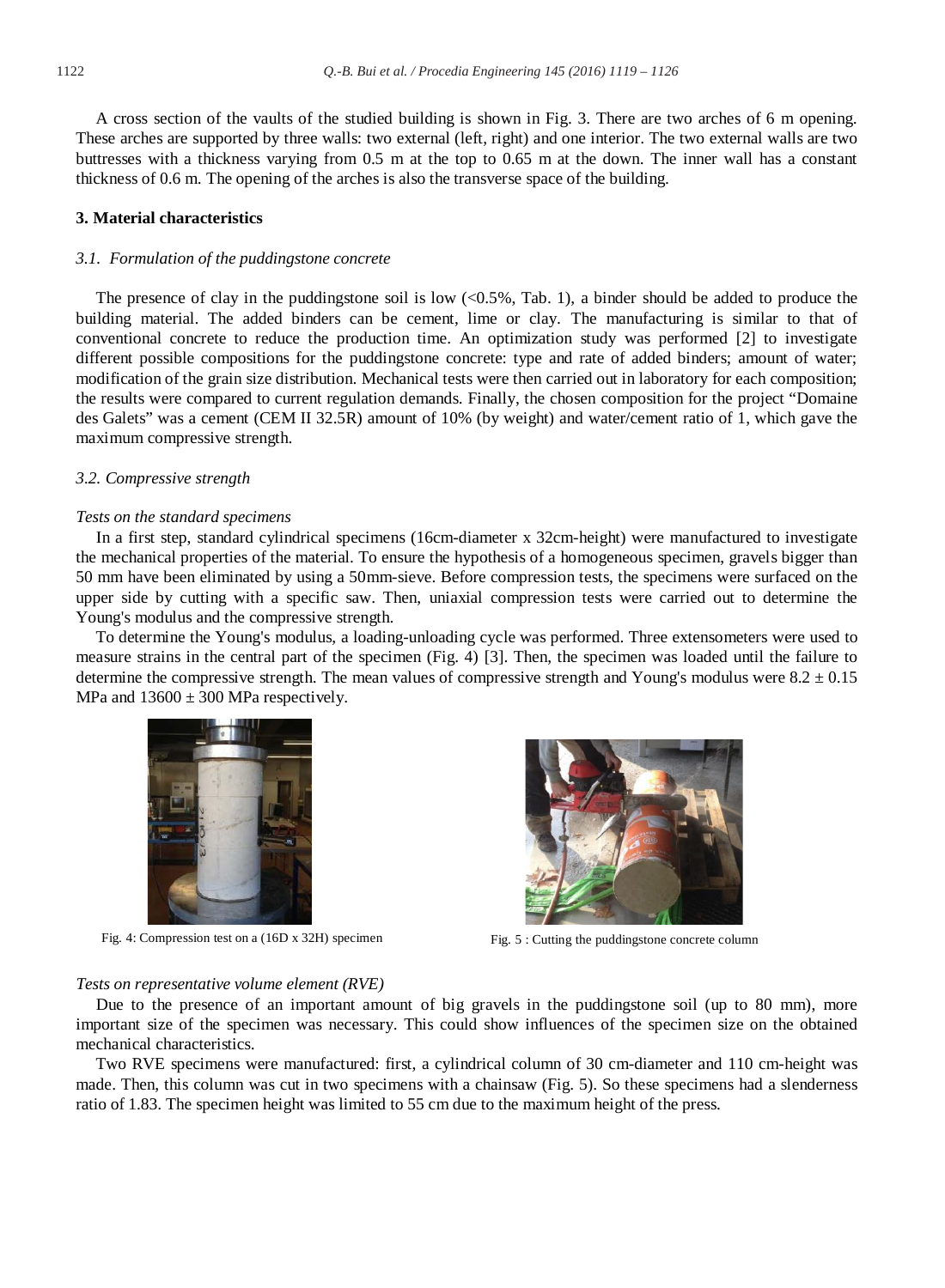A cross section of the vaults of the studied building is shown in Fig. 3. There are two arches of 6 m opening. These arches are supported by three walls: two external (left, right) and one interior. The two external walls are two buttresses with a thickness varying from 0.5 m at the top to 0.65 m at the down. The inner wall has a constant thickness of 0.6 m. The opening of the arches is also the transverse space of the building.

## 3. Material characteristics

### 3.1. Formulation of the puddingstone concrete

The presence of clay in the puddingstone soil is low (<0.5%, Tab. 1), a binder should be added to produce the building material. The added binders can be cement, lime or clay. The manufacturing is similar to that of conventional concrete to reduce the production time. An optimization study was performed [2] to investigate different possible compositions for the puddingstone concrete: type and rate of added binders; amount of water; modification of the grain size distribution. Mechanical tests were then carried out in laboratory for each composition; the results were compared to current regulation demands. Finally, the chosen composition for the project "Domaine des Galets" was a cement (CEM II 32.5R) amount of 10% (by weight) and water/cement ratio of 1, which gave the maximum compressive strength.

### 3.2. Compressive strength

*Tests on the standard specimens*

In a first step, standard cylindrical specimens (16cm-diameter x 32cm-height) were manufactured to investigate the mechanical properties of the material. To ensure the hypothesis of a homogeneous specimen, gravels bigger than 50 mm have been eliminated by using a 50mm-sieve. Before compression tests, the specimens were surfaced on the upper side by cutting with a specific saw. Then, uniaxial compression tests were carried out to determine the Young's modulus and the compressive strength.

To determine the Young's modulus, a loading-unloading cycle was performed. Three extensometers were used to measure strains in the central part of the specimen (Fig. 4) [3]. Then, the specimen was loaded until the failure to determine the compressive strength. The mean values of compressive strength and Young's modulus were $8.2 \pm 0.15$ MPa and $13600 \pm 300$ MPa respectively.

Fig. 4: Compression test on a (16D x 32H) specimen

Fig. 5 : Cutting the puddingstone concrete column

*Tests on representative volume element (RVE)*

Due to the presence of an important amount of big gravels in the puddingstone soil (up to 80 mm), more important size of the specimen was necessary. This could show influences of the specimen size on the obtained mechanical characteristics.

Two RVE specimens were manufactured: first, a cylindrical column of 30 cm-diameter and 110 cm-height was made. Then, this column was cut in two specimens with a chainsaw (Fig. 5). So these specimens had a slenderness ratio of 1.83. The specimen height was limited to 55 cm due to the maximum height of the press.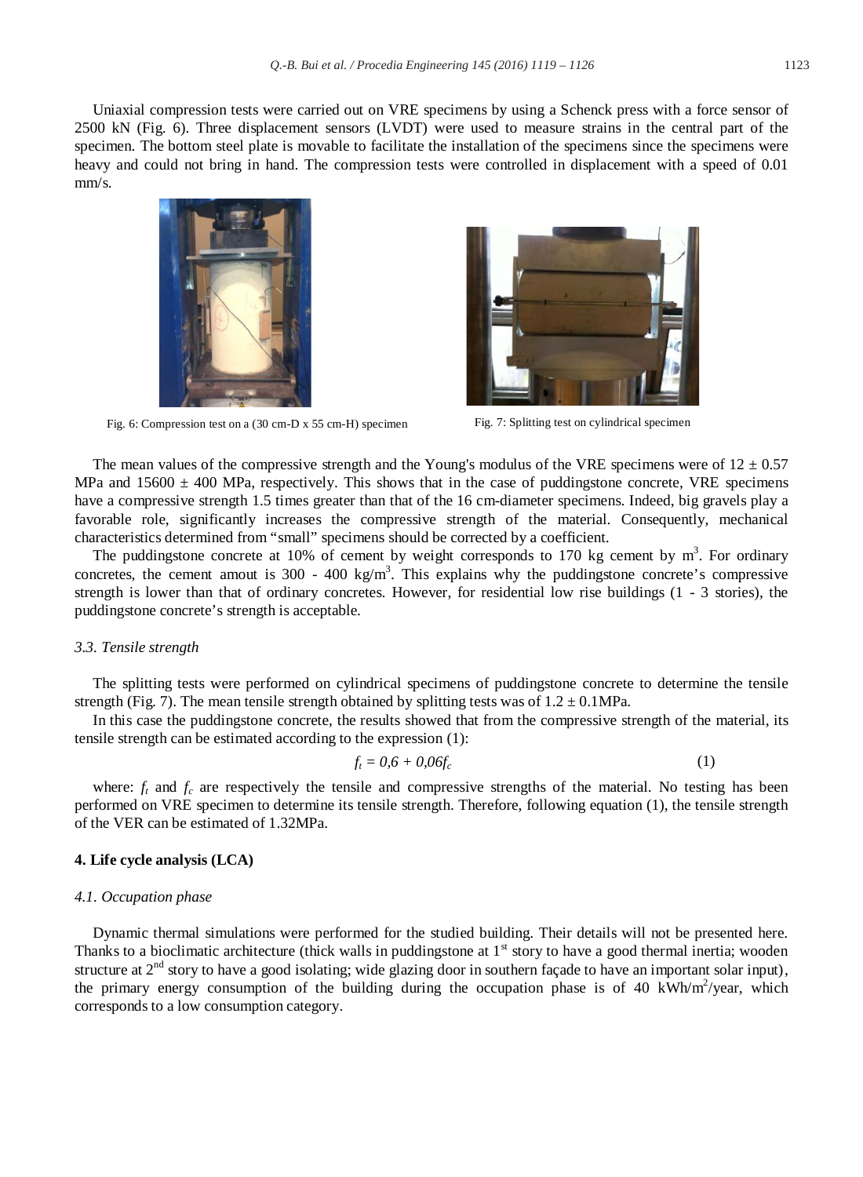Uniaxial compression tests were carried out on VRE specimens by using a Schenck press with a force sensor of 2500 kN (Fig. 6). Three displacement sensors (LVDT) were used to measure strains in the central part of the specimen. The bottom steel plate is movable to facilitate the installation of the specimens since the specimens were heavy and could not bring in hand. The compression tests were controlled in displacement with a speed of 0.01 mm/s.

Fig. 6: Compression test on a (30 cm-D x 55 cm-H) specimen

Fig. 7: Splitting test on cylindrical specimen

The mean values of the compressive strength and the Young's modulus of the VRE specimens were of 12 ± 0.57 MPa and 15600 ± 400 MPa, respectively. This shows that in the case of puddingstone concrete, VRE specimens have a compressive strength 1.5 times greater than that of the 16 cm-diameter specimens. Indeed, big gravels play a favorable role, significantly increases the compressive strength of the material. Consequently, mechanical characteristics determined from "small" specimens should be corrected by a coefficient.

The puddingstone concrete at 10% of cement by weight corresponds to 170 kg cement by $m^3$. For ordinary concretes, the cement amout is 300 - 400 $kg/m^3$. This explains why the puddingstone concrete's compressive strength is lower than that of ordinary concretes. However, for residential low rise buildings (1 - 3 stories), the puddingstone concrete's strength is acceptable.

### 3.3. Tensile strength

The splitting tests were performed on cylindrical specimens of puddingstone concrete to determine the tensile strength (Fig. 7). The mean tensile strength obtained by splitting tests was of 1.2 ± 0.1MPa.

In this case the puddingstone concrete, the results showed that from the compressive strength of the material, its tensile strength can be estimated according to the expression (1):

$$f_t = 0{,}6 + 0{,}06 f_c \quad (1)$$

where: $f_t$ and $f_c$ are respectively the tensile and compressive strengths of the material. No testing has been performed on VRE specimen to determine its tensile strength. Therefore, following equation (1), the tensile strength of the VER can be estimated of 1.32MPa.

## 4. Life cycle analysis (LCA)

### 4.1. Occupation phase

Dynamic thermal simulations were performed for the studied building. Their details will not be presented here. Thanks to a bioclimatic architecture (thick walls in puddingstone at 1st story to have a good thermal inertia; wooden structure at 2nd story to have a good isolating; wide glazing door in southern façade to have an important solar input), the primary energy consumption of the building during the occupation phase is of 40 $kWh/m^2$/year, which corresponds to a low consumption category.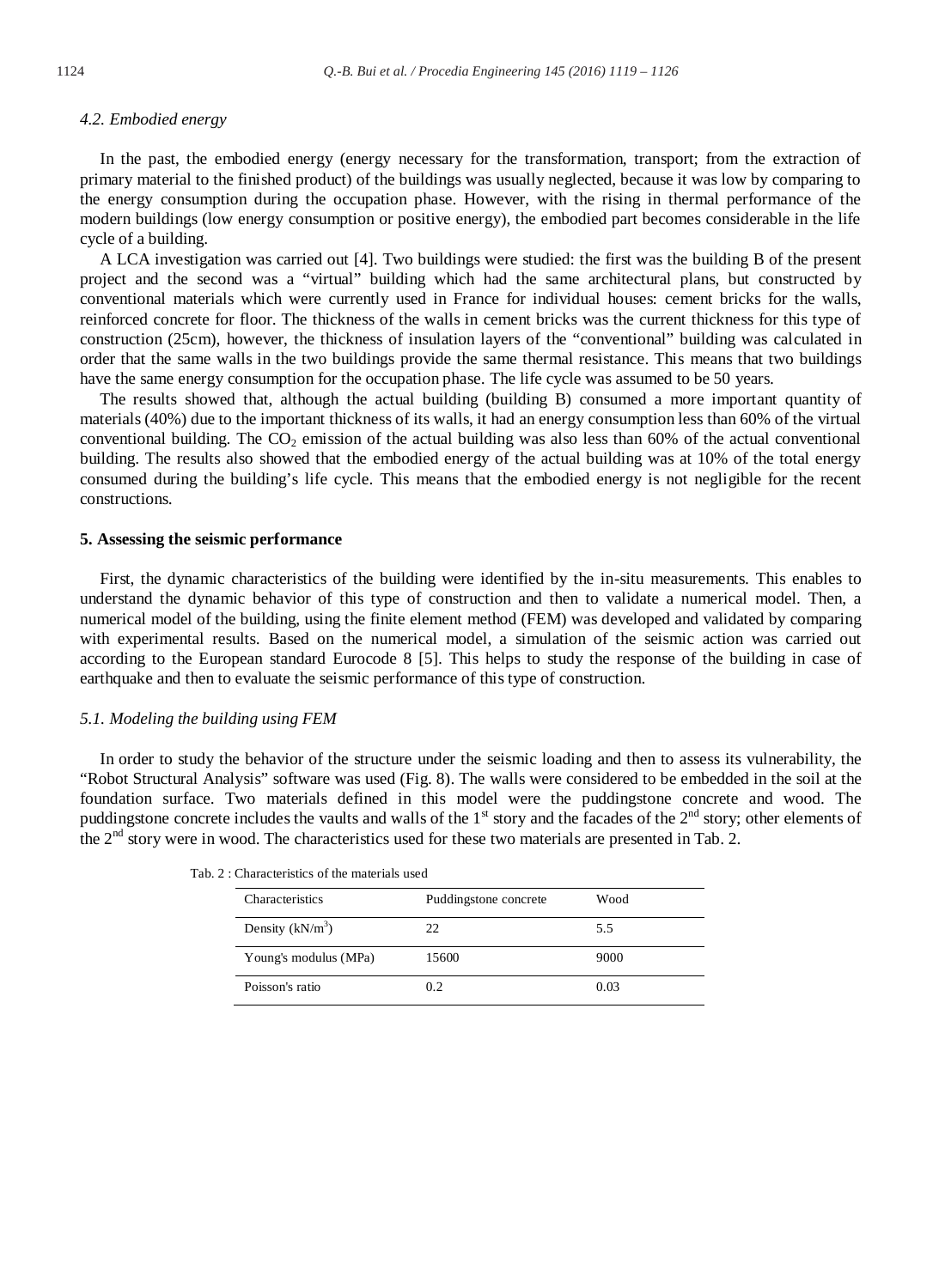### 4.2. Embodied energy

In the past, the embodied energy (energy necessary for the transformation, transport; from the extraction of primary material to the finished product) of the buildings was usually neglected, because it was low by comparing to the energy consumption during the occupation phase. However, with the rising in thermal performance of the modern buildings (low energy consumption or positive energy), the embodied part becomes considerable in the life cycle of a building.

A LCA investigation was carried out [4]. Two buildings were studied: the first was the building B of the present project and the second was a "virtual" building which had the same architectural plans, but constructed by conventional materials which were currently used in France for individual houses: cement bricks for the walls, reinforced concrete for floor. The thickness of the walls in cement bricks was the current thickness for this type of construction (25cm), however, the thickness of insulation layers of the "conventional" building was calculated in order that the same walls in the two buildings provide the same thermal resistance. This means that two buildings have the same energy consumption for the occupation phase. The life cycle was assumed to be 50 years.

The results showed that, although the actual building (building B) consumed a more important quantity of materials (40%) due to the important thickness of its walls, it had an energy consumption less than 60% of the virtual conventional building. The $CO_2$ emission of the actual building was also less than 60% of the actual conventional building. The results also showed that the embodied energy of the actual building was at 10% of the total energy consumed during the building's life cycle. This means that the embodied energy is not negligible for the recent constructions.

## 5. Assessing the seismic performance

First, the dynamic characteristics of the building were identified by the in-situ measurements. This enables to understand the dynamic behavior of this type of construction and then to validate a numerical model. Then, a numerical model of the building, using the finite element method (FEM) was developed and validated by comparing with experimental results. Based on the numerical model, a simulation of the seismic action was carried out according to the European standard Eurocode 8 [5]. This helps to study the response of the building in case of earthquake and then to evaluate the seismic performance of this type of construction.

### 5.1. Modeling the building using FEM

In order to study the behavior of the structure under the seismic loading and then to assess its vulnerability, the "Robot Structural Analysis" software was used (Fig. 8). The walls were considered to be embedded in the soil at the foundation surface. Two materials defined in this model were the puddingstone concrete and wood. The puddingstone concrete includes the vaults and walls of the 1st story and the facades of the 2nd story; other elements of the 2nd story were in wood. The characteristics used for these two materials are presented in Tab. 2.

Tab. 2 : Characteristics of the materials used

| Characteristics | Puddingstone concrete | Wood |
|---|---|---|
| Density (kN/m$^3$) | 22 | 5.5 |
| Young's modulus (MPa) | 15600 | 9000 |
| Poisson's ratio | 0.2 | 0.03 |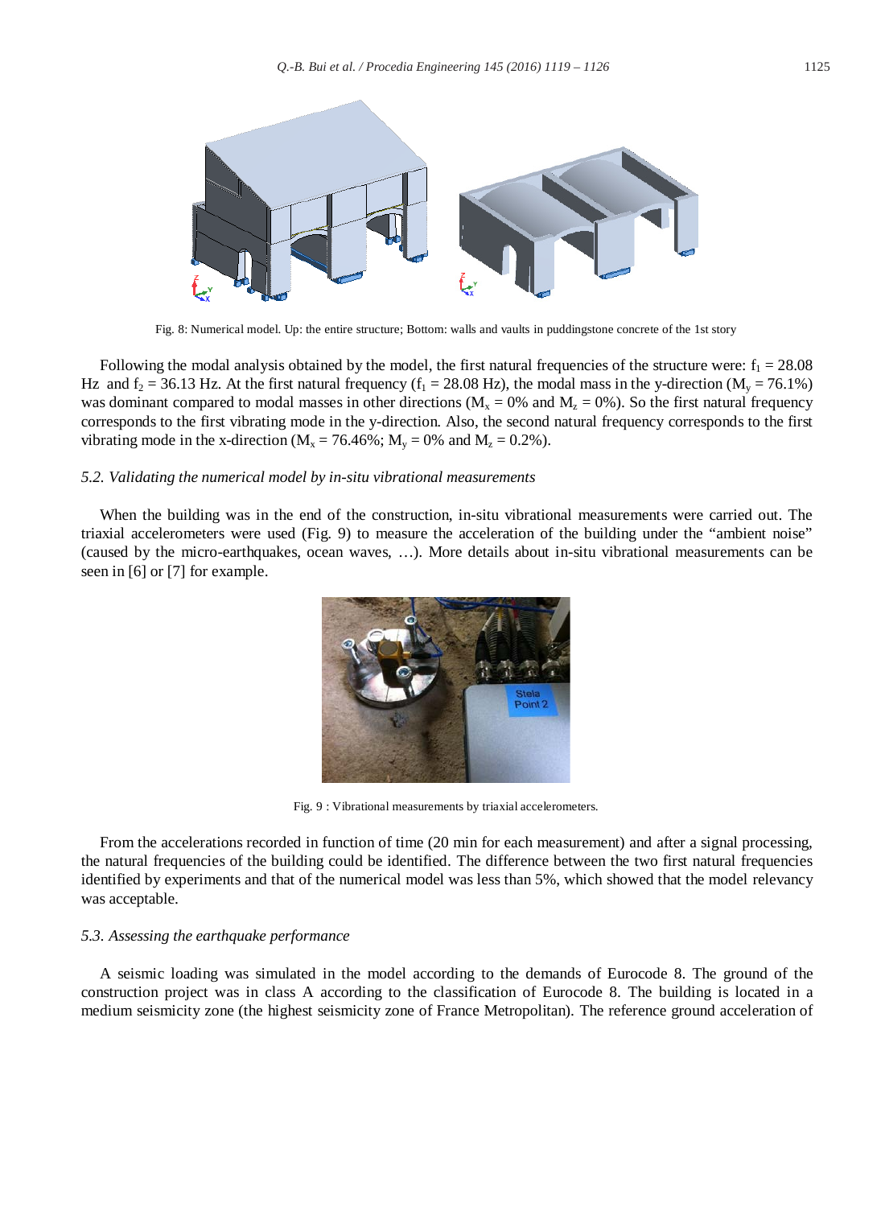Fig. 8: Numerical model. Up: the entire structure; Bottom: walls and vaults in puddingstone concrete of the 1st story

Following the modal analysis obtained by the model, the first natural frequencies of the structure were: $f_1$ = 28.08 Hz and $f_2$ = 36.13 Hz. At the first natural frequency ($f_1$ = 28.08 Hz), the modal mass in the y-direction ($M_y$ = 76.1%) was dominant compared to modal masses in other directions ($M_x$ = 0% and $M_z$ = 0%). So the first natural frequency corresponds to the first vibrating mode in the y-direction. Also, the second natural frequency corresponds to the first vibrating mode in the x-direction ($M_x$ = 76.46%; $M_y$ = 0% and $M_z$ = 0.2%).

### *5.2. Validating the numerical model by in-situ vibrational measurements*

When the building was in the end of the construction, in-situ vibrational measurements were carried out. The triaxial accelerometers were used (Fig. 9) to measure the acceleration of the building under the "ambient noise" (caused by the micro-earthquakes, ocean waves, …). More details about in-situ vibrational measurements can be seen in [6] or [7] for example.

Fig. 9 : Vibrational measurements by triaxial accelerometers.

From the accelerations recorded in function of time (20 min for each measurement) and after a signal processing, the natural frequencies of the building could be identified. The difference between the two first natural frequencies identified by experiments and that of the numerical model was less than 5%, which showed that the model relevancy was acceptable.

### *5.3. Assessing the earthquake performance*

A seismic loading was simulated in the model according to the demands of Eurocode 8. The ground of the construction project was in class A according to the classification of Eurocode 8. The building is located in a medium seismicity zone (the highest seismicity zone of France Metropolitan). The reference ground acceleration of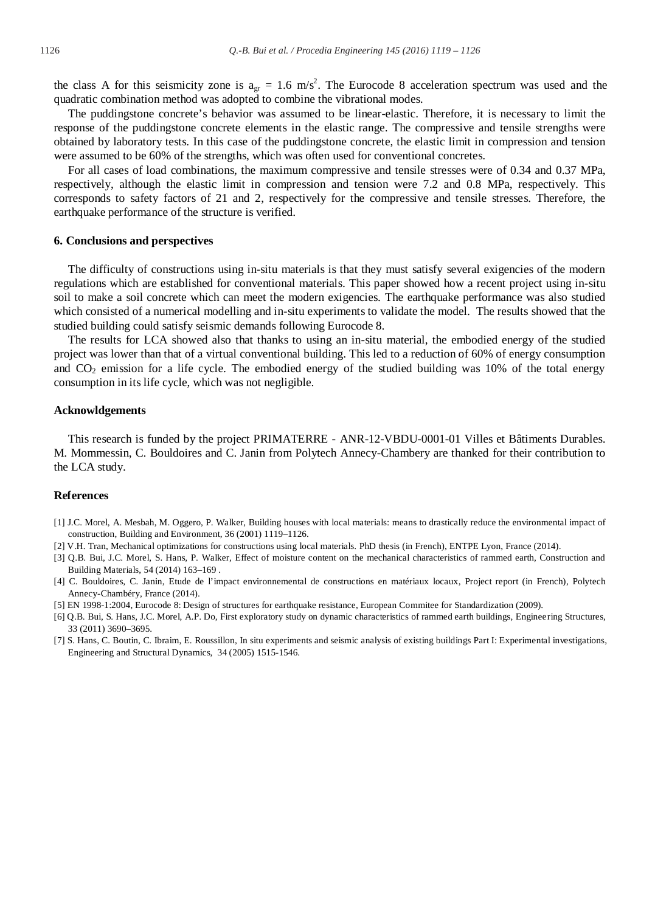the class A for this seismicity zone is $a_{gr} = 1.6$ m/s$^2$. The Eurocode 8 acceleration spectrum was used and the quadratic combination method was adopted to combine the vibrational modes.

The puddingstone concrete's behavior was assumed to be linear-elastic. Therefore, it is necessary to limit the response of the puddingstone concrete elements in the elastic range. The compressive and tensile strengths were obtained by laboratory tests. In this case of the puddingstone concrete, the elastic limit in compression and tension were assumed to be 60% of the strengths, which was often used for conventional concretes.

For all cases of load combinations, the maximum compressive and tensile stresses were of 0.34 and 0.37 MPa, respectively, although the elastic limit in compression and tension were 7.2 and 0.8 MPa, respectively. This corresponds to safety factors of 21 and 2, respectively for the compressive and tensile stresses. Therefore, the earthquake performance of the structure is verified.

## 6. Conclusions and perspectives

The difficulty of constructions using in-situ materials is that they must satisfy several exigencies of the modern regulations which are established for conventional materials. This paper showed how a recent project using in-situ soil to make a soil concrete which can meet the modern exigencies. The earthquake performance was also studied which consisted of a numerical modelling and in-situ experiments to validate the model. The results showed that the studied building could satisfy seismic demands following Eurocode 8.

The results for LCA showed also that thanks to using an in-situ material, the embodied energy of the studied project was lower than that of a virtual conventional building. This led to a reduction of 60% of energy consumption and $CO_2$ emission for a life cycle. The embodied energy of the studied building was 10% of the total energy consumption in its life cycle, which was not negligible.

## Acknowldgements

This research is funded by the project PRIMATERRE - ANR-12-VBDU-0001-01 Villes et Bâtiments Durables. M. Mommessin, C. Bouldoires and C. Janin from Polytech Annecy-Chambery are thanked for their contribution to the LCA study.

## References

[1] J.C. Morel, A. Mesbah, M. Oggero, P. Walker, Building houses with local materials: means to drastically reduce the environmental impact of construction, Building and Environment, 36 (2001) 1119–1126.

[2] V.H. Tran, Mechanical optimizations for constructions using local materials. PhD thesis (in French), ENTPE Lyon, France (2014).

[3] Q.B. Bui, J.C. Morel, S. Hans, P. Walker, Effect of moisture content on the mechanical characteristics of rammed earth, Construction and Building Materials, 54 (2014) 163–169 .

[4] C. Bouldoires, C. Janin, Etude de l'impact environnemental de constructions en matériaux locaux, Project report (in French), Polytech Annecy-Chambéry, France (2014).

[5] EN 1998-1:2004, Eurocode 8: Design of structures for earthquake resistance, European Commitee for Standardization (2009).

[6] Q.B. Bui, S. Hans, J.C. Morel, A.P. Do, First exploratory study on dynamic characteristics of rammed earth buildings, Engineering Structures, 33 (2011) 3690–3695.

[7] S. Hans, C. Boutin, C. Ibraim, E. Roussillon, In situ experiments and seismic analysis of existing buildings Part I: Experimental investigations, Engineering and Structural Dynamics, 34 (2005) 1515-1546.